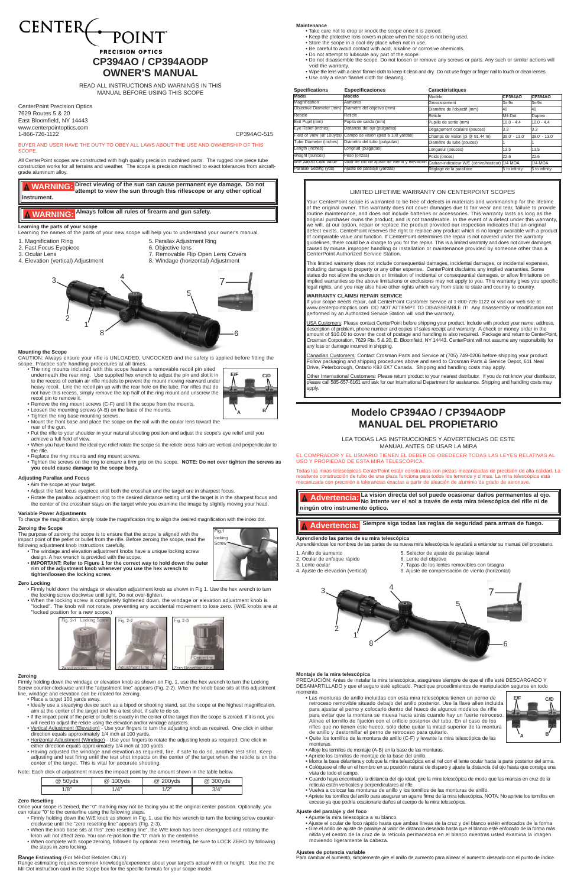# CENTER POINT

PRECISION OPTICS

## CP394AO / CP394AODP OWNER'S MANUAL

READ ALL INSTRUCTIONS AND WARNINGS IN THIS MANUAL BEFORE USING THIS SCOPE

CenterPoint Precision Optics
7629 Routes 5 & 20
East Bloomfield, NY 14443
www.centerpointoptics.com
1-866-726-1122

CP394AO-515

BUYER AND USER HAVE THE DUTY TO OBEY ALL LAWS ABOUT THE USE AND OWNERSHIP OF THIS SCOPE.

All CenterPoint scopes are constructed with high quality precision machined parts. The rugged one piece tube construction works for all terrains and weather. The scope is precision machined to exact tolerances from aircraft-grade aluminum alloy.

**WARNING: Direct viewing of the sun can cause permanent eye damage. Do not attempt to view the sun through this riflescope or any other optical instrument.**

**WARNING: Always follow all rules of firearm and gun safety.**

### Learning the parts of your scope

Learning the names of the parts of your new scope will help you to understand your owner's manual.

1. Magnification Ring
2. Fast Focus Eyepiece
3. Ocular Lens
4. Elevation (vertical) Adjustment
5. Parallax Adjustment Ring
6. Objective lens
7. Removable Flip Open Lens Covers
8. Windage (horizontal) Adjustment

### Mounting the Scope

CAUTION: Always ensure your rifle is UNLOADED, UNCOCKED and the safety is applied before fitting the scope. Practice safe handling procedures at all times.

- The ring mounts included with this scope feature a removable recoil pin sited underneath the rear ring. Use supplied hex wrench to adjust the pin and slot it in to the recess of certain air rifle models to prevent the mount moving rearward under heavy recoil. Line the recoil pin up with the rear hole on the tube. For rifles that do not have this recess, simply remove the top half of the ring mount and unscrew the recoil pin to remove it.
- Remove the ring mount screws (C-F) and lift the scope from the mounts.
- Loosen the mounting screws (A-B) on the base of the mounts.
- Tighten the ring base mounting screws.
- Mount the front base and place the scope on the rail with the ocular lens toward the rear of the gun.
- Put the rifle to your shoulder in your natural shooting position and adjust the scope's eye relief until you achieve a full field of view.
- When you have found the ideal eye relief rotate the scope so the reticle cross hairs are vertical and perpendicular to the rifle.
- Replace the ring mounts and ring mount screws.
- Tighten the screws on the ring to ensure a firm grip on the scope. **NOTE: Do not over tighten the screws as you could cause damage to the scope body.**

### Adjusting Parallax and Focus

- Aim the scope at your target.
- Adjust the fast focus eyepiece until both the crosshair and the target are in sharpest focus.
- Rotate the parallax adjustment ring to the desired distance setting until the target is in the sharpest focus and the center of the crosshair stays on the target while you examine the image by slightly moving your head.

### Variable Power Adjustments

To change the magnification, simply rotate the magnification ring to align the desired magnification with the index dot.

### Zeroing the Scope

The purpose of zeroing the scope is to ensure that the scope is aligned with the impact point of the pellet or bullet from the rifle. Before zeroing the scope, read the following adjustment knob instructions carefully.

- The windage and elevation adjustment knobs have a unique locking screw design. A hex wrench is provided with the scope.
- **IMPORTANT: Refer to Figure 1 for the correct way to hold down the outer rim of the adjustment knob whenever you use the hex wrench to tighten/loosen the locking screw.**

Fig.1 locking Screw

### Zero Locking

- Firmly hold down the windage or elevation adjustment knob as shown in Fig 1. Use the hex wrench to turn the locking screw clockwise until tight. Do not over-tighten.
- When the locking screw is completely tightened down, the windage or elevation adjustment knob is "locked". The knob will not rotate, preventing any accidental movement to lose zero. (W/E knobs are at "locked position for a new scope.)

Fig. 2-1 Locking Screw — Zero Locking
Fig. 2-2 — Adjustment Line
Fig. 2-3 Centerline — Zero Resetting Line

### Zeroing

Firmly holding down the windage or elevation knob as shown on Fig. 1, use the hex wrench to turn the Locking Screw counter-clockwise until the "adjustment line" appears (Fig. 2-2). When the knob base sits at this adjustment line, windage and elevation can be rotated for zeroing.

- Place a target 100 yards away.
- Ideally use a steadying device such as a bipod or shooting stand, set the scope at the highest magnification, aim at the center of the target and fire a test shot, if safe to do so.
- If the impact point of the pellet or bullet is exactly in the center of the target then the scope is zeroed. If it is not, you will need to adjust the reticle using the elevation and/or windage adjusters.
- Vertical Adjustment (Elevation) - Use your fingers to turn the adjusting knob as required. One click in either direction equals approximately 1/4 inch at 100 yards.
- Horizontal Adjustment (Windage) - Use your fingers to rotate the adjusting knob as required. One click in either direction equals approximately 1/4 inch at 100 yards.
- Having adjusted the windage and elevation as required, fire, if safe to do so, another test shot. Keep adjusting and test firing until the test shot impacts on the center of the target where the reticle is on the center of the target. This is vital for accurate shooting.

Note: Each click of adjustment moves the impact point by the amount shown in the table below.

| @ 50yds | @ 100yds | @ 200yds | @ 300yds |
|---|---|---|---|
| 1/8" | 1/4" | 1/2" | 3/4" |

### Zero Resetting

Once your scope is zeroed, the "0" marking may not be facing you at the original center position. Optionally, you can rotate "0" to the centerline using the following steps.

- Firmly holding down the W/E knob as shown in Fig. 1, use the hex wrench to turn the locking screw counter-clockwise until the "zero resetting line" appears (Fig. 2-3).
- When the knob base sits at this" zero resetting line", the W/E knob has been disengaged and rotating the knob will not affect zero. You can re-position the "0" mark to the centerline.
- When complete with scope zeroing, followed by optional zero resetting, be sure to LOCK ZERO by following the steps in zero locking.

### Range Estimating (For Mil-Dot Reticles ONLY)

Range estimating requires common knowledge/experience about your target's actual width or height. Use the the Mil-Dot instruction card in the scope box for the specific formula for your scope model.

### Maintenance

- Take care not to drop or knock the scope once it is zeroed.
- Keep the protective lens covers in place when the scope is not being used.
- Store the scope in a cool dry place when not in use.
- Be careful to avoid contact with acid, alkaline or corrosive chemicals.
- Do not attempt to lubricate any part of the scope.
- Do not disassemble the scope. Do not loosen or remove any screws or parts. Any such or similar actions will void the warranty.
- Wipe the lens with a clean flannel cloth to keep it clean and dry. Do not use finger or finger nail to touch or clean lenses.
- Use only a clean flannel cloth for cleaning.

| Specifications | Especificaciones | Caractéristiques | | |
|---|---|---|---|---|
| Model | Modelo | Modèle | CP394AO | CP394AO |
| Magnification | Aumento | Grossissement | 3x-9x | 3x-9x |
| Objective Diameter (mm) | Diámetro del objetivo (mm) | Diamètre de l'objectif (mm) | 40 | 40 |
| Reticle | Retícula | Réticle | Mil-Dot | Duplex |
| Exit Pupil (mm) | Pupila de salida (mm) | Pupille de sortie (mm) | 10.0 - 4.4 | 10.0 - 4.4 |
| Eye Relief (inches) | Distancia del ojo (pulgadas) | Dégagement oculaire (pouces) | 3.3 | 3.3 |
| Field of View (@ 100yds) | Campo de visión (pies a 100 yardas) | Champs de vision (pi @ 91.44 m) | 39.0' - 13.0' | 39.0' - 13.0' |
| Tube Diameter (inches) | Diámetro del tubo (pulgadas) | Diamètre du tube (pouces) | 1 | 1 |
| Length (inches) | Longitud (pulgadas) | Longueur (pouces) | 13.5 | 13.5 |
| Weight (ounces) | Peso (onzas) | Poids (onces) | 22.6 | 22.6 |
| W/E Adjust Click Value | Valor de clic de ajuste de viento y elevación | Cadran-indicateur W/E (dérive/hauteur) | 1/4 MOA | 1/4 MOA |
| Parallax Setting (yds) | Ajuste de paralaje (yardas) | Réglage de la parallaxe | 5 to infinity | 5 to infinity |

### LIMITED LIFETIME WARRANTY ON CENTERPOINT SCOPES

Your CenterPoint scope is warranted to be free of defects in materials and workmanship for the lifetime of the original owner. This warranty does not cover damages due to fair wear and tear, failure to provide routine maintenance, and does not include batteries or accessories. This warranty lasts as long as the original purchaser owns the product, and is not transferable. In the event of a defect under this warranty, we will, at our option, repair or replace the product provided our inspection indicates that an original defect exists. CenterPoint reserves the right to replace any product which is no longer available with a product of comparable value and function. If CenterPoint determines the repair is not covered under the warranty guidelines, there could be a charge to you for the repair. This is a limited warranty and does not cover damages caused by misuse, improper handling or installation or maintenance provided by someone other than a CenterPoint Authorized Service Station.

This limited warranty does not include consequential damages, incidental damages, or incidental expenses, including damage to property or any other expense. CenterPoint disclaims any implied warranties. Some states do not allow the exclusion or limitation of incidental or consequential damages, or allow limitations on implied warranties so the above limitations or exclusions may not apply to you. This warranty gives you specific legal rights, and you may also have other rights which vary from state to state and country to country.

**WARRANTY CLAIMS/ REPAIR SERVICE**

If your scope needs repair, call CenterPoint Customer Service at 1-800-726-1122 or visit our web site at www.centerpointoptics.com DO NOT ATTEMPT TO DISASSEMBLE IT! Any disassembly or modification not performed by an Authorized Service Station will void the warranty.

USA Customers: Please contact CenterPoint before shipping your product. Include with product your name, address, description of problem, phone number and copies of sales receipt and warranty. A check or money order in the amount of $10.00 to cover the cost of postage and handling is also required. Package and return to CenterPoint, Crosman Corporation, 7629 Rts. 5 & 20, E. Bloomfield, NY 14443. CenterPoint will not assume any responsibility for any loss or damage incurred in shipping.

Canadian Customers: Contact Crosman Parts and Service at (705) 749-0206 before shipping your product. Follow packaging and shipping procedures above and send to Crosman Parts & Service Depot, 611 Neal Drive, Peterborough, Ontario K9J 6X7 Canada. Shipping and handling costs may apply.

Other International Customers: Please return product to your nearest distributor. If you do not know your distributor, please call 585-657-6161 and ask for our International Department for assistance. Shipping and handling costs may apply.

## Modelo CP394AO / CP394AODP MANUAL DEL PROPIETARIO

LEA TODAS LAS INSTRUCCIONES Y ADVERTENCIAS DE ESTE MANUAL ANTES DE USAR LA MIRA

EL COMPRADOR Y EL USUARIO TIENEN EL DEBER DE OBEDECER TODAS LAS LEYES RELATIVAS AL USO Y PROPIEDAD DE ESTA MIRA TELESCÓPICA.

Todas las miras telescópicas CenterPoint están construidas con piezas mecanizadas de precisión de alta calidad. La resistente construcción de tubo de una pieza funciona para todos los terrenos y climas. La mira telescópica está mecanizada con precisión a tolerancias exactas a partir de aleación de aluminio de grado de aeronave.

**Advertencia: La visión directa del sol puede ocasionar daños permanentes al ojo. No intente ver el sol a través de esta mira telescópica del rifle ni de ningún otro instrumento óptico.**

**Advertencia: Siempre siga todas las reglas de seguridad para armas de fuego.**

### Aprendiendo las partes de su mira telescópica

Aprendiéndose los nombres de las partes de su nueva mira telescópica le ayudará a entender su manual del propietario.

1. Anillo de aumento
2. Ocular de enfoque rápido
3. Lente ocular
4. Ajuste de elevación (vertical)
5. Selector de ajuste de paralaje lateral
6. Lente del objetivo
7. Tapas de los lentes removibles con bisagra
8. Ajuste de compensación de viento (horizontal)

### Montaje de la mira telescópica

PRECAUCIÓN: Antes de instalar la mira telescópica, asegúrese siempre de que el rifle esté DESCARGADO Y DESAMARTILLADO y que el seguro esté aplicado. Practique procedimientos de manipulación seguros en todo momento.

- Las monturas de anillo incluidas con esta mira telescópica tienen un perno de retroceso removible situado debajo del anillo posterior. Use la llave allen incluida para ajustar el perno y colocarlo dentro del hueco de algunos modelos de rifle para evitar que la montura se mueva hacia atrás cuando hay un fuerte retroceso. Alinee el tornillo de fijación con el orificio posterior del tubo. En el caso de los rifles que no tienen este hueco, sólo debe quitar la mitad superior de la montura de anillo y destornillar el perno de retroceso para quitarlo.
- Quite los tornillos de la montura de anillo (C-F) y levante la mira telescópica de las monturas.
- Afloje los tornillos de montaje (A-B) en la base de las monturas.
- Apriete los tornillos de montaje de la base del anillo.
- Monte la base delantera y coloque la mira telescópica en el riel con el lente ocular hacia la parte posterior del arma.
- Colóquese el rifle en el hombro en su posición natural de disparo y ajuste la distancia del ojo hasta que consiga una vista de todo el campo.
- Cuando haya encontrado la distancia del ojo ideal, gire la mira telescópica de modo que las marcas en cruz de la retícula estén verticales y perpendiculares al rifle.
- Vuelva a colocar las monturas de anillo y los tornillos de las monturas de anillo.
- Apriete los tornillos del anillo para asegurar un agarre firme de la mira telescópica. NOTA: No apriete los tornillos en exceso ya que podría ocasionarle daños al cuerpo de la mira telescópica.

### Ajuste del paralaje y del foco

- Apunte la mira telescópica a su blanco.
- Ajuste el ocular de foco rápido hasta que ambas líneas de la cruz y del blanco estén enfocados de la forma más nítida.
- Gire el anillo de ajuste de paralaje al valor de distancia deseado hasta que el blanco esté enfocado de la forma más nítida y el centro de la cruz de la retícula permanezca en el blanco mientras usted examina la imagen moviendo ligeramente la cabeza.

### Ajustes de potencia variable

Para cambiar el aumento, simplemente gire el anillo de aumento para alinear el aumento deseado con el punto de índice.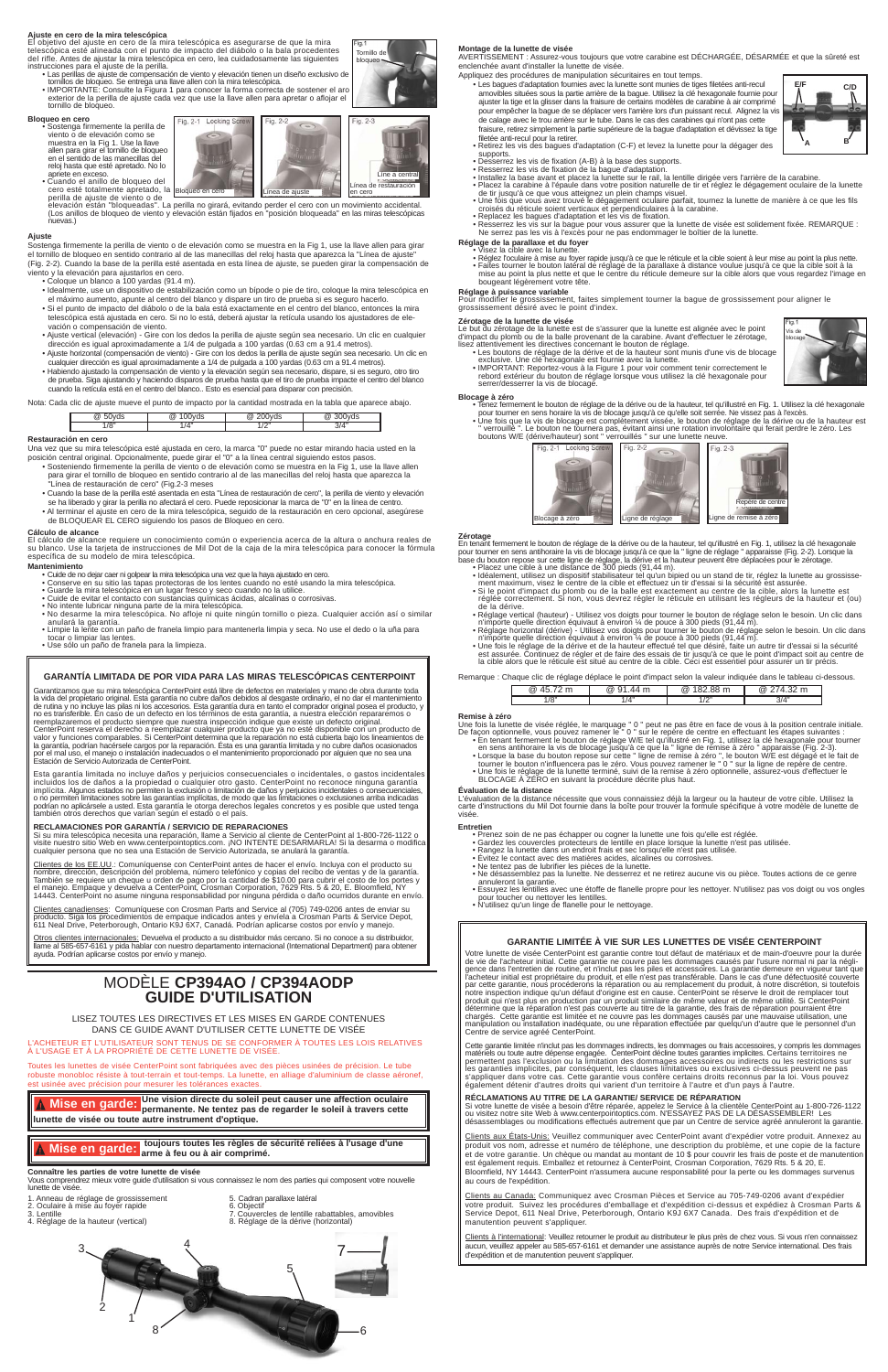**Ajuste en cero de la mira telescópica**

El objetivo del ajuste en cero de la mira telescópica es asegurarse de que la mira telescópica esté alineada con el punto de impacto del diábolo o la bala procedente del rifle. Antes de ajustar la mira telescópica en cero, lea cuidadosamente las siguientes instrucciones para el ajuste de la perilla.

- Las perillas de ajuste de compensación de viento y elevación tienen un diseño exclusivo de tornillos de bloqueo. Se entrega una llave allen con la mira telescópica.
- IMPORTANTE: Consulte la Figura 1 para conocer la forma correcta de sostener el aro exterior de la perilla de ajuste cada vez que use la llave allen para apretar o aflojar el tornillo de bloqueo.

Fig 1
Tornillo de bloqueo

**Bloqueo en cero**

- Sostenga firmemente la perilla de viento o de elevación como se muestra en la Fig 1. Use la llave allen para girar el tornillo de bloqueo en el sentido de las manecillas del reloj hasta que esté apretado. No lo apriete en exceso.
- Cuando el anillo de bloqueo del cero esté totalmente apretado, la perilla de ajuste de viento o de elevación están "bloqueadas". La perilla no girará, evitando perder el cero con un movimiento accidental. (Los anillos de bloqueo de viento y elevación están fijados en "posición bloqueada" en las miras telescópicas nuevas.)

Fig. 2-1 Locking Screw — Bloqueo en cero
Fig. 2-2 — Línea de ajuste
Fig. 2-3 — Línea a central / Línea de restauración en cero

**Ajuste**

Sostenga firmemente la perilla de viento o de elevación como se muestra en la Fig 1, use la llave allen para girar el tornillo de bloqueo en sentido contrario al de las manecillas del reloj hasta que aparezca la "Línea de ajuste" (Fig. 2-2). Cuando la base de la perilla esté asentada en esta línea de ajuste, se pueden girar la compensación de viento y la elevación para ajustarlos en cero.

- Coloque un blanco a 100 yardas (91.4 m).
- Idealmente, use un dispositivo de estabilización como un bípode o pie de tiro, coloque la mira telescópica en el máximo aumento, apunte al centro del blanco y dispare un tiro de prueba si es seguro hacerlo.
- Si el punto de impacto del diábolo o de la bala está exactamente en el centro del blanco, entonces la mira telescópica está ajustada en cero. Si no lo está, deberá ajustar la retícula usando los ajustadores de elevación o compensación de viento.
- Ajuste vertical (elevación) - Gire con los dedos la perilla de ajuste según sea necesario. Un clic en cualquier dirección es igual aproximadamente a 1/4 de pulgada a 100 yardas (0.63 cm a 91.4 metros).
- Ajuste horizontal (compensación de viento) - Gire con los dedos la perilla de ajuste según sea necesario. Un clic en cualquier dirección es igual aproximadamente a 1/4 de pulgada a 100 yardas (0.63 cm a 91.4 metros).
- Habiendo ajustado la compensación de viento y la elevación según sea necesario, dispare, si es seguro, otro tiro de prueba. Siga ajustando y haciendo disparos de prueba hasta que el tiro de prueba impacte el centro del blanco cuando la retícula está en el centro del blanco.. Esto es esencial para disparar con precisión.

Nota: Cada clic de ajuste mueve el punto de impacto por la cantidad mostrada en la tabla que aparece abajo.

| @ 50yds | @ 100yds | @ 200yds | @ 300yds |
|---|---|---|---|
| 1/8" | 1/4" | 1/2" | 3/4" |

**Restauración en cero**

Una vez que su mira telescópica esté ajustada en cero, la marca "0" puede no estar mirando hacia usted en la posición central original. Opcionalmente, puede girar el "0" a la línea central siguiendo estos pasos.

- Sosteniendo firmemente la perilla de viento o de elevación como se muestra en la Fig 1, use la llave allen para girar el tornillo de bloqueo en sentido contrario al de las manecillas del reloj hasta que aparezca la "Línea de restauración de cero" (Fig 2-3 meses
- Cuando la base de la perilla esté asentada en esta "Línea de restauración de cero", la perilla de viento y elevación se ha liberado y girar la perilla no afectará el cero. Puede reposicionar la marca de "0" en la línea de centro.
- Al terminar el ajuste en cero de la mira telescópica, seguido de la restauración en cero opcional, asegúrese de BLOQUEAR EL CERO siguiendo los pasos de Bloqueo en cero.

**Cálculo de alcance**

El cálculo de alcance requiere un conocimiento común o experiencia acerca de la altura o anchura reales de su blanco. Use la tarjeta de instrucciones de Mil Dot de la caja de la mira telescópica para conocer la fórmula específica de su modelo de mira telescópica.

**Mantenimiento**

- Cuide de no dejar caer ni golpear la mira telescópica una vez que la haya ajustado en cero.
- Conserve en su sitio las tapas protectoras de los lentes cuando no esté usando la mira telescópica.
- Guarde la mira telescópica en un lugar fresco y seco cuando no la utilice.
- Cuide de evitar el contacto con sustancias ácidas, alcalinas o corrosivas.
- No intente lubricar ninguna parte de la mira telescópica.
- No desarme la mira telescópica. No afloje ni quite ningún tornillo o pieza. Cualquier acción así o similar anulará la garantía.
- Limpie la lente con un paño de franela limpio para mantenerla limpia y seca. No use el dedo o la uña para tocar o limpiar las lentes.
- Use sólo un paño de franela para la limpieza.

### GARANTÍA LIMITADA DE POR VIDA PARA LAS MIRAS TELESCÓPICAS CENTERPOINT

Garantizamos que su mira telescópica CenterPoint está libre de defectos en materiales y mano de obra durante toda la vida del propietario original. Esta garantía no cubre daños debidos al desgaste ordinario, el no dar el mantenimiento de rutina y no incluye las pilas ni los accesorios. Esta garantía dura en tanto el comprador original posea el producto, y no es transferible. En caso de un defecto en los términos de esta garantía, a nuestra elección repararemos o reemplazaremos el producto siempre que nuestra inspección indique que existe un defecto original. CenterPoint reserva el derecho a reemplazar cualquier producto que ya no esté disponible con un producto de valor y funciones comparables. Si CenterPoint determina que la reparación no está cubierta bajo los lineamientos de la garantía, podrían hacérsele cargos por la reparación. Esta es una garantía limitada y no cubre daños ocasionados por el mal uso, el manejo o instalación inadecuados o el mantenimiento proporcionado por alguien que no sea una Estación de Servicio Autorizada de CenterPoint.

Esta garantía limitada no incluye daños y perjuicios consecuenciales o incidentales, o gastos incidentales incluidos los daños a la propiedad o cualquier otro gasto. CenterPoint no reconoce ninguna garantía implícita. Algunos estados no permiten la exclusión o limitación de daños y perjuicios incidentales o consecuenciales, o no permiten limitaciones sobre las garantías implícitas, de modo que las limitaciones o exclusiones arriba indicadas podrían no aplicársele a usted. Esta garantía le otorga derechos legales concretos y es posible que usted tenga también otros derechos que varían según el estado o el país.

**RECLAMACIONES POR GARANTÍA / SERVICIO DE REPARACIONES**

Si su mira telescópica necesita una reparación, llame a Servicio al cliente de CenterPoint al 1-800-726-1122 o visite nuestro sitio Web en www.centerpointoptics.com. ¡NO INTENTE DESARMARLA! Si la desarma o modifica cualquier persona que no sea una Estación de Servicio Autorizada, se anulará la garantía.

Clientes de los EE.UU.: Comuníquense con CenterPoint antes de hacer el envío. Incluya con el producto su nombre, dirección, descripción del problema, número telefónico y copias del recibo de ventas y de la garantía. También se requiere un cheque u orden de pago por la cantidad de $10.00 para cubrir el costo de los portes y el manejo. Empaque y devuelva a CenterPoint, Crosman Corporation, 7629 Rts. 5 & 20, E. Bloomfield, NY 14443. CenterPoint no asume ninguna responsabilidad por ninguna pérdida o daño ocurridos durante en envío.

Clientes canadienses: Comuníquese con Crosman Parts and Service al (705) 749-0206 antes de enviar su producto. Siga los procedimientos de empaque indicados antes y envíela a Crosman Parts & Service Depot, 611 Neal Drive, Peterborough, Ontario K9J 6X7, Canadá. Podrían aplicarse costos por envío y manejo.

Otros clientes internacionales: Devuelva el producto a su distribuidor más cercano. Si no conoce a su distribuidor, llame al 585-657-6161 y pida hablar con nuestro departamento internacional (International Department) para obtener ayuda. Podrían aplicarse costos por envío y manejo.

# MODÈLE **CP394AO / CP394AODP**
# GUIDE D'UTILISATION

LISEZ TOUTES LES DIRECTIVES ET LES MISES EN GARDE CONTENUES DANS CE GUIDE AVANT D'UTILISER CETTE LUNETTE DE VISÉE

L'ACHETEUR ET L'UTILISATEUR SONT TENUS DE SE CONFORMER À TOUTES LES LOIS RELATIVES À L'USAGE ET À LA PROPRIÉTÉ DE CETTE LUNETTE DE VISÉE.

Toutes les lunettes de visée CenterPoint sont fabriquées avec des pièces usinées de précision. Le tube robuste monobloc résiste à tout-terrain et tout-temps. La lunette, en alliage d'aluminium de classe aéronef, est usinée avec précision pour mesurer les tolérances exactes.

**⚠ Mise en garde: Une vision directe du soleil peut causer une affection oculaire permanente. Ne tentez pas de regarder le soleil à travers cette lunette de visée ou toute autre instrument d'optique.**

**⚠ Mise en garde: toujours toutes les règles de sécurité reliées à l'usage d'une arme à feu ou à air comprimé.**

**Connaître les parties de votre lunette de visée**

Vous comprendrez mieux votre guide d'utilisation si vous connaissez le nom des parties qui composent votre nouvelle lunette de visée.

1. Anneau de réglage de grossissement
2. Oculaire à mise au foyer rapide
3. Lentille
4. Réglage de la hauteur (vertical)
5. Cadran parallaxe latéral
6. Objectif
7. Couvercles de lentille rabattables, amovibles
8. Réglage de la dérive (horizontal)

**Montage de la lunette de visée**

AVERTISSEMENT : Assurez-vous toujours que votre carabine est DÉCHARGÉE, DÉSARMÉE et que la sûreté est enclenchée avant d'installer la lunette de visée.

Appliquez des procédures de manipulation sécuritaires en tout temps.

- Les bagues d'adaptation fournies avec la lunette sont munies de tiges filetées anti-recul amovibles situées sous la partie arrière de la bague. Utilisez la clé hexagonale fournie pour ajuster la tige et la glisser dans la fraisure de certains modèles de carabine à air comprimé pour empêcher la bague de se déplacer vers l'arrière lors d'un puissant recul. Alignez la vis de calage avec le trou arrière sur le tube. Dans le cas des carabines qui n'ont pas cette fraisure, retirez simplement la partie supérieure de la bague d'adaptation et dévissez la tige filetée anti-recul pour la retirer.
- Retirez les vis des bagues d'adaptation (C-F) et levez la lunette pour la dégager des supports.
- Desserrez les vis de fixation (A-B) à la base des supports.
- Resserrez les vis de fixation de la bague d'adaptation.
- Installez la base avant et placez la lunette sur le rail, la lentille dirigée vers l'arrière de la carabine.
- Placez la carabine à l'épaule dans votre position naturelle de tir et réglez le dégagement oculaire de la lunette de tir jusqu'à ce que vous atteignez un plein champs visuel.
- Une fois que vous avez trouvé le dégagement oculaire parfait, tournez la lunette de manière à ce que les fils croisés du réticule soient verticaux et perpendiculaires à la carabine.
- Replacez les bagues d'adaptation et les vis de fixation.
- Resserrez les vis sur la bague pour vous assurer que la lunette de visée est solidement fixée. REMARQUE : Ne serrez pas les vis à l'excès pour ne pas endommager le boîtier de la lunette.

E/F — C/D — A — B

**Réglage de la parallaxe et du foyer**

- Visez la cible avec la lunette.
- Réglez l'oculaire à mise au foyer rapide jusqu'à ce que le réticule et la cible soient à leur mise au point la plus nette.
- Faites tourner le bouton latéral de réglage de la parallaxe à distance voulue jusqu'à ce que la cible soit à la mise au point la plus nette et que le centre du réticule demeure sur la cible alors que vous regardez l'image en bougeant légèrement votre tête.

**Réglage à puissance variable**

Pour modifier le grossissement, faites simplement tourner la bague de grossissement pour aligner le grossissement désiré avec le point indicateur.

**Zérotage de la lunette de visée**

Le but du zérotage de la lunette est de s'assurer que la lunette est alignée avec le point d'impact du plomb ou de la balle provenant de la carabine. Avant d'effectuer le zérotage, lisez attentivement les directives concernant le bouton de réglage.

- Les boutons de réglage de la dérive et de la hauteur sont munis d'une vis de blocage exclusive. Une clé hexagonale est fournie avec la lunette.
- IMPORTANT: Reportez-vous à la Figure 1 pour voir comment tenir correctement le rebord extérieur du bouton de réglage lorsque vous utilisez la clé hexagonale pour serrer/desserrer la vis de blocage.

Fig 1
Vis de blocage

**Blocage à zéro**

- Tenez fermement le bouton de réglage de la dérive ou de la hauteur, tel qu'illustré en Fig. 1. Utilisez la clé hexagonale pour tourner en sens horaire la vis de blocage jusqu'à ce qu'elle soit serrée. Ne vissez pas à l'excès.
- Une fois que la vis de blocage est complètement vissée, le bouton de réglage de la dérive ou de la hauteur est " verrouillé ". Le bouton ne tournera pas, évitant ainsi une rotation involontaire qui ferait perdre le zéro. Les boutons W/E (dérive/hauteur) sont " verrouillés " sur une lunette neuve.

Fig. 2-1 Locking Screw — Blocage à zéro
Fig. 2-2 — Ligne de réglage
Fig. 2-3 — Repère de centre / Ligne de remise à zéro

**Zérotage**

En tenant fermement le bouton de réglage de la dérive ou de la hauteur, tel qu'illustré en Fig. 1, utilisez la clé hexagonale pour tourner en sens antihoraire la vis de blocage jusqu'à ce que la " ligne de réglage " apparaisse (Fig. 2-2). Lorsque la base du bouton repose sur cette ligne de réglage, la dérive et la hauteur peuvent être déplacées pour le zérotage.

- Placez une cible à une distance de 300 pieds (91,44 m).
- Idéalement, utilisez un dispositif stabilisateur tel qu'un bipied ou un stand de tir, réglez la lunette au grossissement maximum, visez le centre de la cible et effectuez un tir d'essai si la sécurité est assurée.
- Si le point d'impact du plomb ou de la balle est exactement au centre de la cible, alors la lunette est réglée correctement. Si non, vous devrez régler le réticule en utilisant les régleurs de la hauteur et (ou) de la dérive.
- Réglage vertical (hauteur) - Utilisez vos doigts pour tourner le bouton de réglage selon le besoin. Un clic dans n'importe quelle direction équivaut à environ ¼ de pouce à 300 pieds (91,44 m).
- Réglage horizontal (dérive) - Utilisez vos doigts pour tourner le bouton de réglage selon le besoin. Un clic dans n'importe quelle direction équivaut à environ ¼ de pouce à 300 pieds (91,44 m).
- Une fois le réglage de la dérive et de la hauteur effectué tel que désiré, faite un autre tir d'essai si la sécurité est assurée. Continuez de régler et de faire des essais de tir jusqu'à ce que le point d'impact soit au centre de la cible alors que le réticule est situé au centre de la cible. Ceci est essentiel pour assurer un tir précis.

Remarque : Chaque clic de réglage déplace le point d'impact selon la valeur indiquée dans le tableau ci-dessous.

| @ 45.72 m | @ 91.44 m | @ 182.88 m | @ 274.32 m |
|---|---|---|---|
| 1/8" | 1/4" | 1/2" | 3/4" |

**Remise à zéro**

Une fois la lunette de visée réglée, le marquage " 0 " peut ne pas être en face de vous à la position centrale initiale. De façon optionnelle, vous pouvez ramener le " 0 " sur le repère de centre en effectuant les étapes suivantes :

- En tenant fermement le bouton de réglage W/E tel qu'illustré en Fig. 1, utilisez la clé hexagonale pour tourner en sens antihoraire la vis de blocage jusqu'à ce que la " ligne de remise à zéro " apparaisse (Fig. 2-3).
- Lorsque la base du bouton repose sur cette " ligne de remise à zéro ", le bouton W/E est dégagé et le fait de tourner le bouton n'influencera pas le zéro. Vous pouvez ramener le " 0 " sur la ligne de repère de centre.
- Une fois le réglage de la lunette terminé, suivi de la remise à zéro optionnelle, assurez-vous d'effectuer le BLOCAGE À ZÉRO en suivant la procédure décrite plus haut.

**Évaluation de la distance**

L'évaluation de la distance nécessite que vous connaissiez déjà la largeur ou la hauteur de votre cible. Utilisez la carte d'instructions du Mil Dot fournie dans la boîte pour trouver la formule spécifique à votre modèle de lunette de visée.

**Entretien**

- Prenez soin de ne pas échapper ou cogner la lunette une fois qu'elle est réglée.
- Gardez les couvercles protecteurs de lentille en place lorsque la lunette n'est pas utilisée.
- Rangez la lunette dans un endroit frais et sec lorsqu'elle n'est pas utilisée.
- Évitez le contact avec des matières acides, alcalines ou corrosives.
- Ne tentez pas de lubrifier les pièces de la lunette.
- Ne désassemblez pas la lunette. Ne desserrez et ne retirez aucune vis ou pièce. Toutes actions de ce genre annuleront la garantie.
- Essuyez les lentilles avec une étoffe de flanelle propre pour les nettoyer. N'utilisez pas vos doigt ou vos ongles pour toucher ou nettoyer les lentilles.
- N'utilisez qu'un linge de flanelle pour le nettoyage.

### GARANTIE LIMITÉE À VIE SUR LES LUNETTES DE VISÉE CENTERPOINT

Votre lunette de visée CenterPoint est garantie contre tout défaut de matériaux et de main-d'oeuvre pour la durée de vie de l'acheteur initial. Cette garantie ne couvre pas les dommages causés par l'usure normal ni par la négligence dans l'entretien de routine, et n'inclut pas les piles et les accessoires. La garantie demeure en vigueur tant que l'acheteur initial est propriétaire du produit, et elle n'est pas transférable. Dans le cas d'une défectuosité couverte par cette garantie, nous procéderons à la réparation ou au remplacement du produit, à notre discrétion, si toutefois notre inspection indique qu'un défaut d'origine est en cause. CenterPoint se réserve le droit de remplacer tout produit qui n'est plus en production par un produit similaire de même valeur et de même utilité. Si CenterPoint détermine que la réparation n'est pas couverte au titre de la garantie, des frais de réparation pourraient être chargés. Cette garantie est limitée et ne couvre pas les dommages causés par une mauvaise utilisation, une manipulation ou installation inadéquate, ou une réparation effectuée par une personne autre qu'un Centre de service agréé CenterPoint.

Cette garantie limitée n'inclut pas les dommages indirects, les dommages ou frais accessoires, y compris les dommages matériels ou toute autre dépense engagée. CenterPoint décline toutes garanties implicites. Certains territoires ne permettent pas l'exclusion ou la limitation des dommages accessoires ou indirects ou les restrictions sur les garanties implicites, par conséquent, les clauses limitatives ou exclusives ci-dessus peuvent ne pas s'appliquer dans votre cas. Cette garantie vous confère certains droits reconnus par la loi. Vous pouvez également détenir d'autres droits qui varient d'un territoire à l'autre et d'un pays à l'autre.

**RÉCLAMATIONS AU TITRE DE LA GARANTIE/ SERVICE DE RÉPARATION**

Si votre lunette de visée a besoin d'être réparée, appelez le Service à la clientèle CenterPoint au 1-800-726-1122 ou visitez notre site Web à www.centerpointoptics.com. N'ESSAYEZ PAS DE LA DÉSASSEMBLER! Les désassemblages ou modifications effectués autrement que par un Centre de service agréé annuleront la garantie.

Clients aux États-Unis: Veuillez communiquer avec CenterPoint avant d'expédier votre produit. Annexez au produit vos nom, adresse et numéro de téléphone, une description du problème, et une copie de la facture et de votre garantie. Un chèque ou mandat au montant de 10 $ pour couvrir les frais de poste et de manutention est également requis. Emballez et retournez à CenterPoint, Crosman Corporation, 7629 Rts. 5 & 20, E. Bloomfield, NY 14443. CenterPoint n'assumera aucune responsabilité pour la perte ou les dommages survenus au cours de l'expédition.

Clients au Canada: Communiquez avec Crosman Pièces et Service au 705-749-0206 avant d'expédier votre produit. Suivez les procédures d'emballage et d'expédition ci-dessus et expédiez à Crosman Parts & Service Depot, 611 Neal Drive, Peterborough, Ontario K9J 6X7 Canada. Des frais d'expédition et de manutention peuvent s'appliquer.

Clients à l'international: Veuillez retourner le produit au distributeur le plus près de chez vous. Si vous n'en connaissez aucun, veuillez appeler au 585-657-6161 et demander une assistance auprès de notre Service international. Des frais d'expédition et de manutention peuvent s'appliquer.